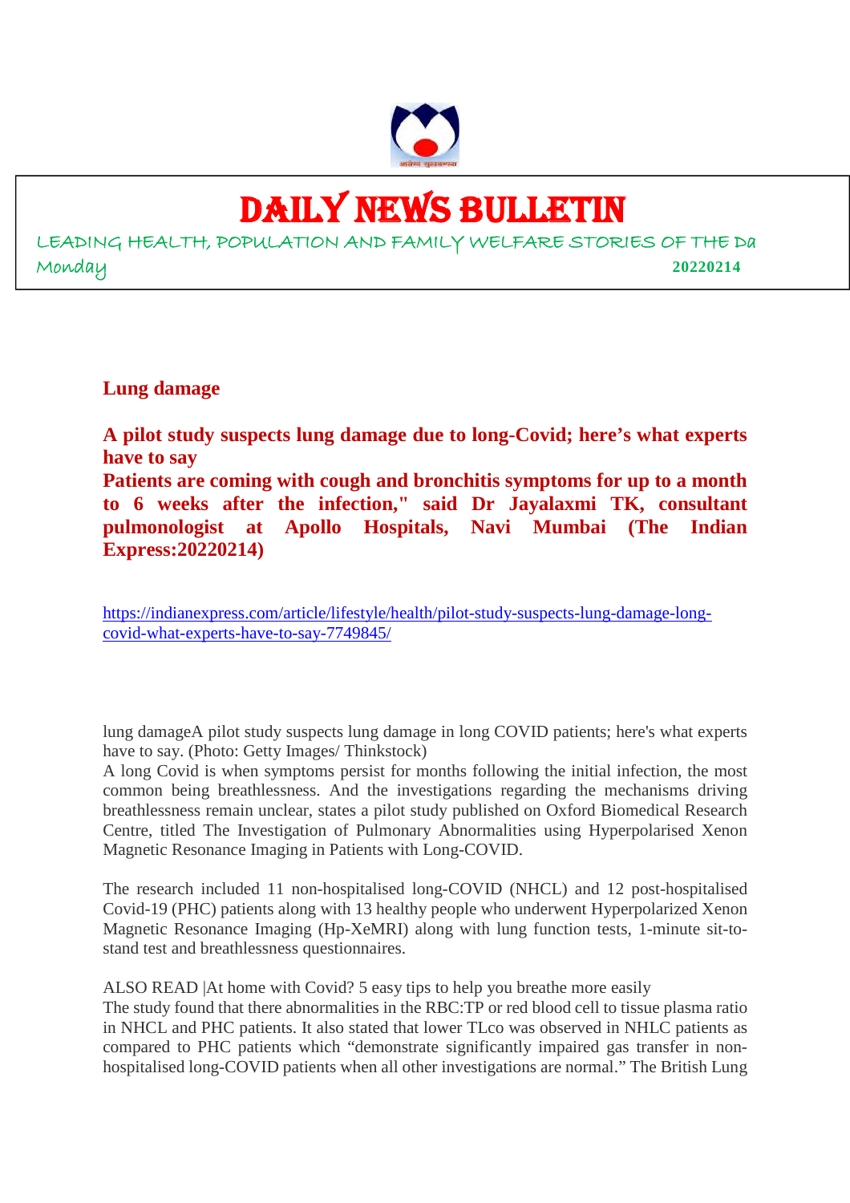# DAILY NEWS BULLETIN

LEADING HEALTH, POPULATION AND FAMILY WELFARE STORIES OF THE Da

Monday 20220214

## Lung damage

**A pilot study suspects lung damage due to long-Covid; here's what experts have to say**

**Patients are coming with cough and bronchitis symptoms for up to a month to 6 weeks after the infection," said Dr Jayalaxmi TK, consultant pulmonologist at Apollo Hospitals, Navi Mumbai (The Indian Express:20220214)**

https://indianexpress.com/article/lifestyle/health/pilot-study-suspects-lung-damage-long-covid-what-experts-have-to-say-7749845/

lung damageA pilot study suspects lung damage in long COVID patients; here's what experts have to say. (Photo: Getty Images/ Thinkstock)

A long Covid is when symptoms persist for months following the initial infection, the most common being breathlessness. And the investigations regarding the mechanisms driving breathlessness remain unclear, states a pilot study published on Oxford Biomedical Research Centre, titled The Investigation of Pulmonary Abnormalities using Hyperpolarised Xenon Magnetic Resonance Imaging in Patients with Long-COVID.

The research included 11 non-hospitalised long-COVID (NHCL) and 12 post-hospitalised Covid-19 (PHC) patients along with 13 healthy people who underwent Hyperpolarized Xenon Magnetic Resonance Imaging (Hp-XeMRI) along with lung function tests, 1-minute sit-to-stand test and breathlessness questionnaires.

ALSO READ |At home with Covid? 5 easy tips to help you breathe more easily

The study found that there abnormalities in the RBC:TP or red blood cell to tissue plasma ratio in NHCL and PHC patients. It also stated that lower TLco was observed in NHLC patients as compared to PHC patients which "demonstrate significantly impaired gas transfer in non-hospitalised long-COVID patients when all other investigations are normal." The British Lung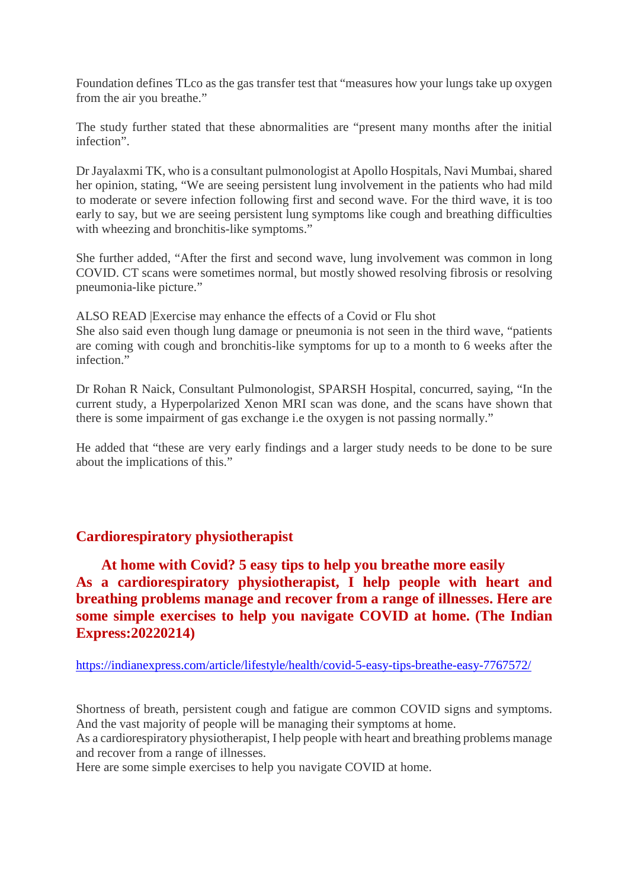Foundation defines TLco as the gas transfer test that "measures how your lungs take up oxygen from the air you breathe."

The study further stated that these abnormalities are "present many months after the initial infection".

Dr Jayalaxmi TK, who is a consultant pulmonologist at Apollo Hospitals, Navi Mumbai, shared her opinion, stating, "We are seeing persistent lung involvement in the patients who had mild to moderate or severe infection following first and second wave. For the third wave, it is too early to say, but we are seeing persistent lung symptoms like cough and breathing difficulties with wheezing and bronchitis-like symptoms."

She further added, "After the first and second wave, lung involvement was common in long COVID. CT scans were sometimes normal, but mostly showed resolving fibrosis or resolving pneumonia-like picture."

ALSO READ |Exercise may enhance the effects of a Covid or Flu shot
She also said even though lung damage or pneumonia is not seen in the third wave, "patients are coming with cough and bronchitis-like symptoms for up to a month to 6 weeks after the infection."

Dr Rohan R Naick, Consultant Pulmonologist, SPARSH Hospital, concurred, saying, "In the current study, a Hyperpolarized Xenon MRI scan was done, and the scans have shown that there is some impairment of gas exchange i.e the oxygen is not passing normally."

He added that "these are very early findings and a larger study needs to be done to be sure about the implications of this."

## Cardiorespiratory physiotherapist

**At home with Covid? 5 easy tips to help you breathe more easily**
**As a cardiorespiratory physiotherapist, I help people with heart and breathing problems manage and recover from a range of illnesses. Here are some simple exercises to help you navigate COVID at home. (The Indian Express:20220214)**

https://indianexpress.com/article/lifestyle/health/covid-5-easy-tips-breathe-easy-7767572/

Shortness of breath, persistent cough and fatigue are common COVID signs and symptoms. And the vast majority of people will be managing their symptoms at home.
As a cardiorespiratory physiotherapist, I help people with heart and breathing problems manage and recover from a range of illnesses.
Here are some simple exercises to help you navigate COVID at home.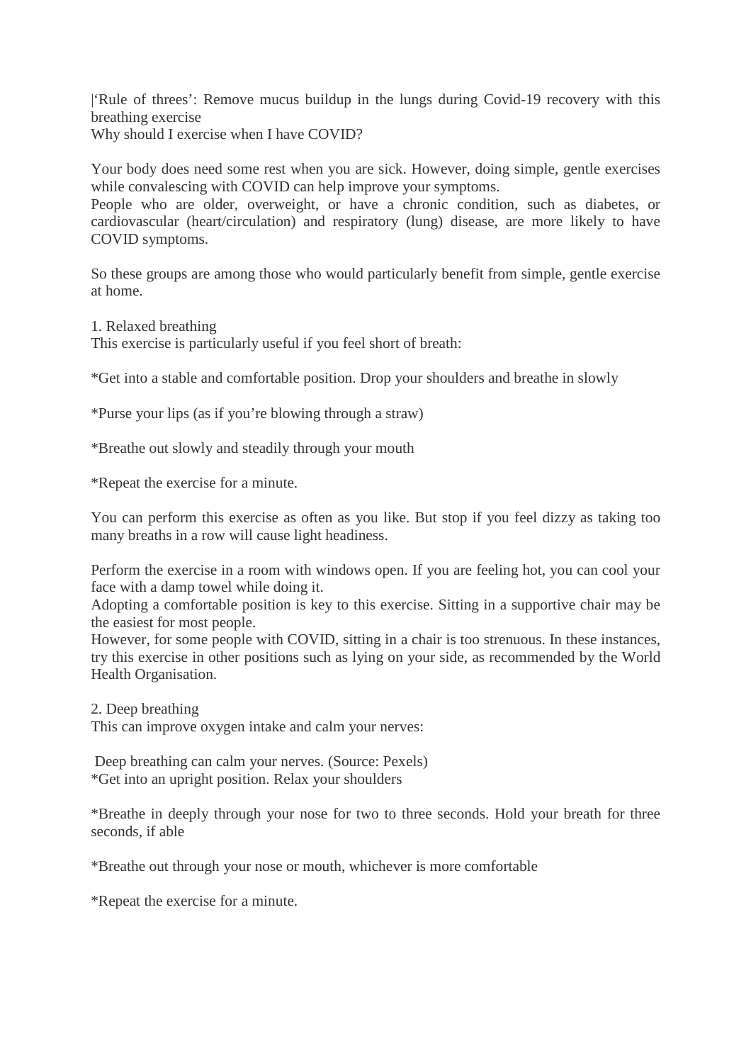|'Rule of threes': Remove mucus buildup in the lungs during Covid-19 recovery with this breathing exercise

Why should I exercise when I have COVID?

Your body does need some rest when you are sick. However, doing simple, gentle exercises while convalescing with COVID can help improve your symptoms.

People who are older, overweight, or have a chronic condition, such as diabetes, or cardiovascular (heart/circulation) and respiratory (lung) disease, are more likely to have COVID symptoms.

So these groups are among those who would particularly benefit from simple, gentle exercise at home.

1. Relaxed breathing

This exercise is particularly useful if you feel short of breath:

*Get into a stable and comfortable position. Drop your shoulders and breathe in slowly

*Purse your lips (as if you're blowing through a straw)

*Breathe out slowly and steadily through your mouth

*Repeat the exercise for a minute.

You can perform this exercise as often as you like. But stop if you feel dizzy as taking too many breaths in a row will cause light headiness.

Perform the exercise in a room with windows open. If you are feeling hot, you can cool your face with a damp towel while doing it.

Adopting a comfortable position is key to this exercise. Sitting in a supportive chair may be the easiest for most people.

However, for some people with COVID, sitting in a chair is too strenuous. In these instances, try this exercise in other positions such as lying on your side, as recommended by the World Health Organisation.

2. Deep breathing

This can improve oxygen intake and calm your nerves:

Deep breathing can calm your nerves. (Source: Pexels)

*Get into an upright position. Relax your shoulders

*Breathe in deeply through your nose for two to three seconds. Hold your breath for three seconds, if able

*Breathe out through your nose or mouth, whichever is more comfortable

*Repeat the exercise for a minute.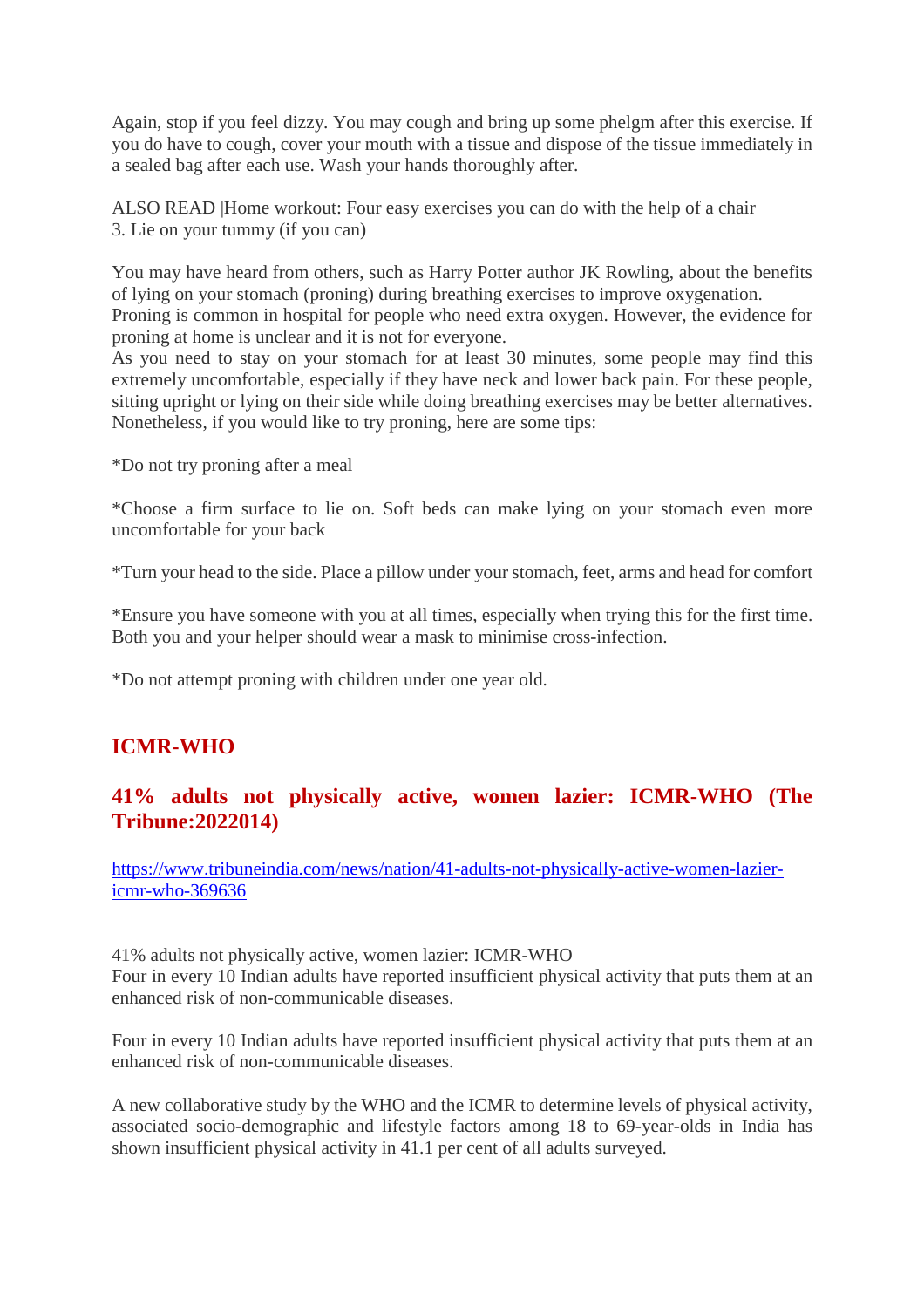Again, stop if you feel dizzy. You may cough and bring up some phelgm after this exercise. If you do have to cough, cover your mouth with a tissue and dispose of the tissue immediately in a sealed bag after each use. Wash your hands thoroughly after.

ALSO READ |Home workout: Four easy exercises you can do with the help of a chair
3. Lie on your tummy (if you can)

You may have heard from others, such as Harry Potter author JK Rowling, about the benefits of lying on your stomach (proning) during breathing exercises to improve oxygenation.
Proning is common in hospital for people who need extra oxygen. However, the evidence for proning at home is unclear and it is not for everyone.
As you need to stay on your stomach for at least 30 minutes, some people may find this extremely uncomfortable, especially if they have neck and lower back pain. For these people, sitting upright or lying on their side while doing breathing exercises may be better alternatives.
Nonetheless, if you would like to try proning, here are some tips:

*Do not try proning after a meal

*Choose a firm surface to lie on. Soft beds can make lying on your stomach even more uncomfortable for your back

*Turn your head to the side. Place a pillow under your stomach, feet, arms and head for comfort

*Ensure you have someone with you at all times, especially when trying this for the first time. Both you and your helper should wear a mask to minimise cross-infection.

*Do not attempt proning with children under one year old.

## ICMR-WHO

### 41% adults not physically active, women lazier: ICMR-WHO (The Tribune:2022014)

https://www.tribuneindia.com/news/nation/41-adults-not-physically-active-women-lazier-icmr-who-369636

41% adults not physically active, women lazier: ICMR-WHO
Four in every 10 Indian adults have reported insufficient physical activity that puts them at an enhanced risk of non-communicable diseases.

Four in every 10 Indian adults have reported insufficient physical activity that puts them at an enhanced risk of non-communicable diseases.

A new collaborative study by the WHO and the ICMR to determine levels of physical activity, associated socio-demographic and lifestyle factors among 18 to 69-year-olds in India has shown insufficient physical activity in 41.1 per cent of all adults surveyed.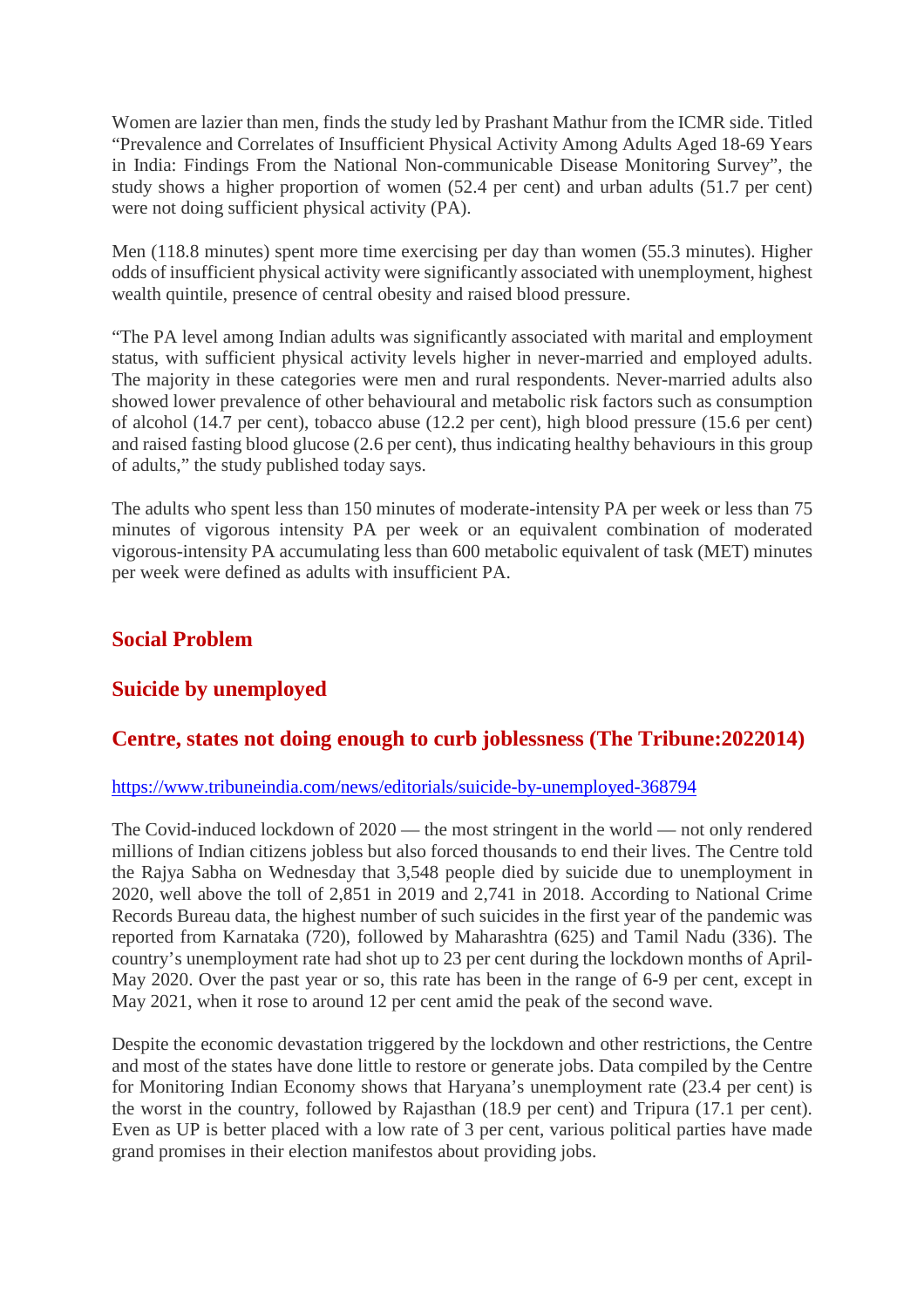Women are lazier than men, finds the study led by Prashant Mathur from the ICMR side. Titled "Prevalence and Correlates of Insufficient Physical Activity Among Adults Aged 18-69 Years in India: Findings From the National Non-communicable Disease Monitoring Survey", the study shows a higher proportion of women (52.4 per cent) and urban adults (51.7 per cent) were not doing sufficient physical activity (PA).

Men (118.8 minutes) spent more time exercising per day than women (55.3 minutes). Higher odds of insufficient physical activity were significantly associated with unemployment, highest wealth quintile, presence of central obesity and raised blood pressure.

"The PA level among Indian adults was significantly associated with marital and employment status, with sufficient physical activity levels higher in never-married and employed adults. The majority in these categories were men and rural respondents. Never-married adults also showed lower prevalence of other behavioural and metabolic risk factors such as consumption of alcohol (14.7 per cent), tobacco abuse (12.2 per cent), high blood pressure (15.6 per cent) and raised fasting blood glucose (2.6 per cent), thus indicating healthy behaviours in this group of adults," the study published today says.

The adults who spent less than 150 minutes of moderate-intensity PA per week or less than 75 minutes of vigorous intensity PA per week or an equivalent combination of moderated vigorous-intensity PA accumulating less than 600 metabolic equivalent of task (MET) minutes per week were defined as adults with insufficient PA.

## Social Problem

## Suicide by unemployed

## Centre, states not doing enough to curb joblessness (The Tribune:2022014)

https://www.tribuneindia.com/news/editorials/suicide-by-unemployed-368794

The Covid-induced lockdown of 2020 — the most stringent in the world — not only rendered millions of Indian citizens jobless but also forced thousands to end their lives. The Centre told the Rajya Sabha on Wednesday that 3,548 people died by suicide due to unemployment in 2020, well above the toll of 2,851 in 2019 and 2,741 in 2018. According to National Crime Records Bureau data, the highest number of such suicides in the first year of the pandemic was reported from Karnataka (720), followed by Maharashtra (625) and Tamil Nadu (336). The country's unemployment rate had shot up to 23 per cent during the lockdown months of April-May 2020. Over the past year or so, this rate has been in the range of 6-9 per cent, except in May 2021, when it rose to around 12 per cent amid the peak of the second wave.

Despite the economic devastation triggered by the lockdown and other restrictions, the Centre and most of the states have done little to restore or generate jobs. Data compiled by the Centre for Monitoring Indian Economy shows that Haryana's unemployment rate (23.4 per cent) is the worst in the country, followed by Rajasthan (18.9 per cent) and Tripura (17.1 per cent). Even as UP is better placed with a low rate of 3 per cent, various political parties have made grand promises in their election manifestos about providing jobs.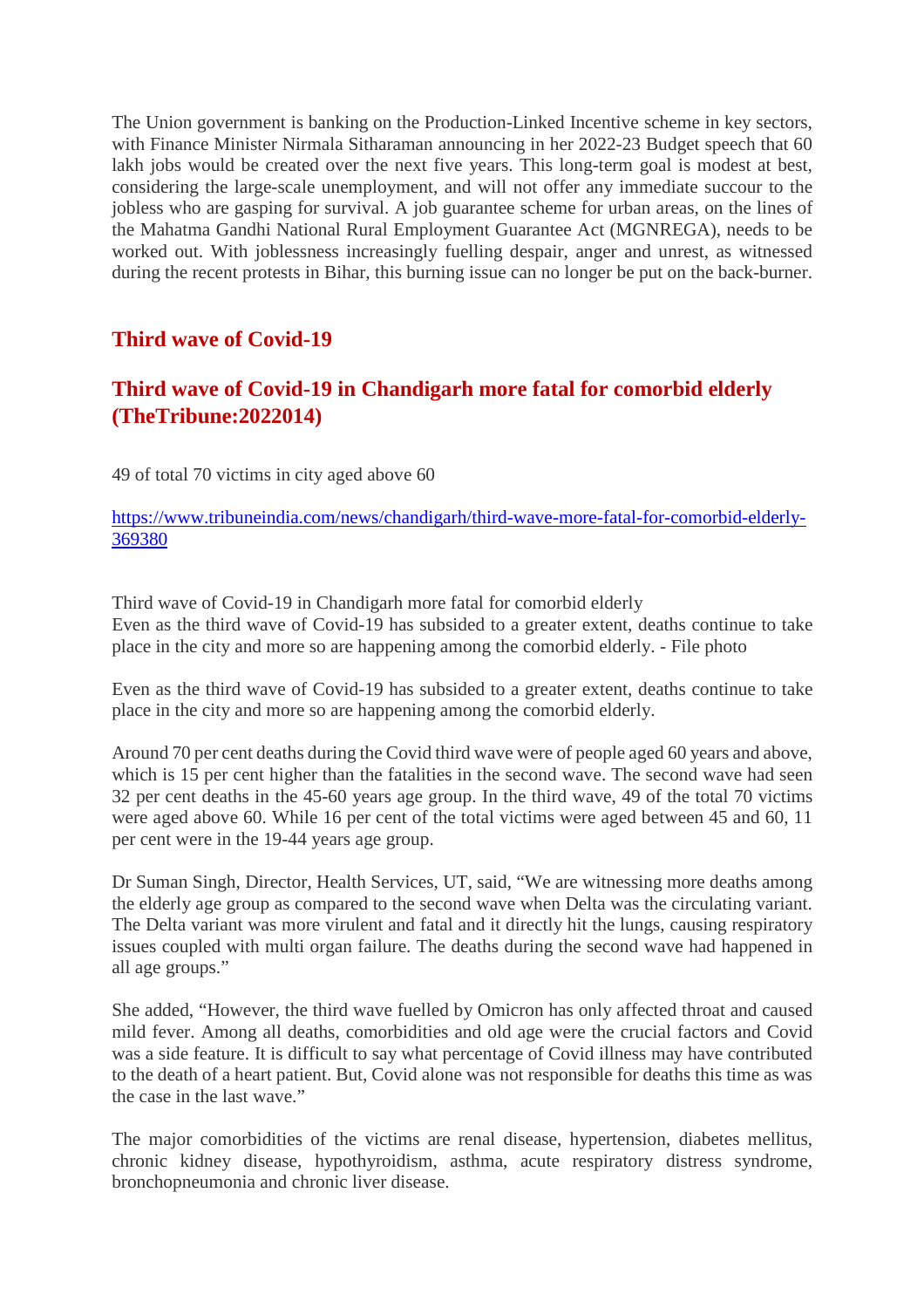The Union government is banking on the Production-Linked Incentive scheme in key sectors, with Finance Minister Nirmala Sitharaman announcing in her 2022-23 Budget speech that 60 lakh jobs would be created over the next five years. This long-term goal is modest at best, considering the large-scale unemployment, and will not offer any immediate succour to the jobless who are gasping for survival. A job guarantee scheme for urban areas, on the lines of the Mahatma Gandhi National Rural Employment Guarantee Act (MGNREGA), needs to be worked out. With joblessness increasingly fuelling despair, anger and unrest, as witnessed during the recent protests in Bihar, this burning issue can no longer be put on the back-burner.

## Third wave of Covid-19

## Third wave of Covid-19 in Chandigarh more fatal for comorbid elderly (TheTribune:2022014)

49 of total 70 victims in city aged above 60

https://www.tribuneindia.com/news/chandigarh/third-wave-more-fatal-for-comorbid-elderly-369380

Third wave of Covid-19 in Chandigarh more fatal for comorbid elderly
Even as the third wave of Covid-19 has subsided to a greater extent, deaths continue to take place in the city and more so are happening among the comorbid elderly. - File photo

Even as the third wave of Covid-19 has subsided to a greater extent, deaths continue to take place in the city and more so are happening among the comorbid elderly.

Around 70 per cent deaths during the Covid third wave were of people aged 60 years and above, which is 15 per cent higher than the fatalities in the second wave. The second wave had seen 32 per cent deaths in the 45-60 years age group. In the third wave, 49 of the total 70 victims were aged above 60. While 16 per cent of the total victims were aged between 45 and 60, 11 per cent were in the 19-44 years age group.

Dr Suman Singh, Director, Health Services, UT, said, "We are witnessing more deaths among the elderly age group as compared to the second wave when Delta was the circulating variant. The Delta variant was more virulent and fatal and it directly hit the lungs, causing respiratory issues coupled with multi organ failure. The deaths during the second wave had happened in all age groups."

She added, "However, the third wave fuelled by Omicron has only affected throat and caused mild fever. Among all deaths, comorbidities and old age were the crucial factors and Covid was a side feature. It is difficult to say what percentage of Covid illness may have contributed to the death of a heart patient. But, Covid alone was not responsible for deaths this time as was the case in the last wave."

The major comorbidities of the victims are renal disease, hypertension, diabetes mellitus, chronic kidney disease, hypothyroidism, asthma, acute respiratory distress syndrome, bronchopneumonia and chronic liver disease.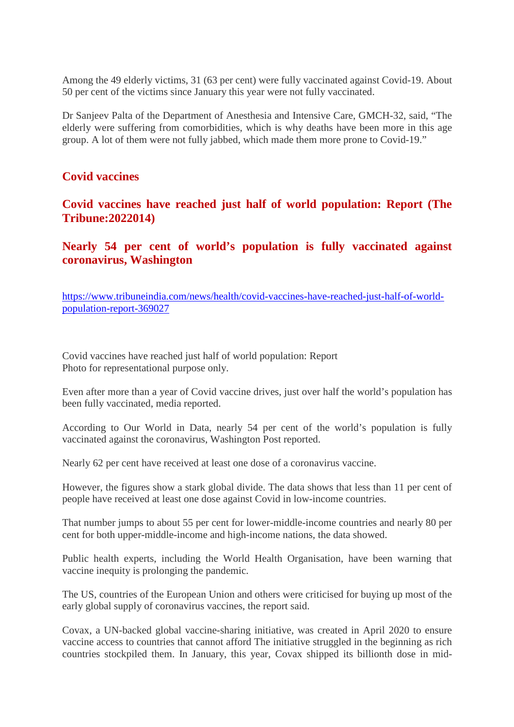Among the 49 elderly victims, 31 (63 per cent) were fully vaccinated against Covid-19. About 50 per cent of the victims since January this year were not fully vaccinated.

Dr Sanjeev Palta of the Department of Anesthesia and Intensive Care, GMCH-32, said, "The elderly were suffering from comorbidities, which is why deaths have been more in this age group. A lot of them were not fully jabbed, which made them more prone to Covid-19."

## Covid vaccines

## Covid vaccines have reached just half of world population: Report (The Tribune:2022014)

## Nearly 54 per cent of world's population is fully vaccinated against coronavirus, Washington

https://www.tribuneindia.com/news/health/covid-vaccines-have-reached-just-half-of-world-population-report-369027

Covid vaccines have reached just half of world population: Report
Photo for representational purpose only.

Even after more than a year of Covid vaccine drives, just over half the world's population has been fully vaccinated, media reported.

According to Our World in Data, nearly 54 per cent of the world's population is fully vaccinated against the coronavirus, Washington Post reported.

Nearly 62 per cent have received at least one dose of a coronavirus vaccine.

However, the figures show a stark global divide. The data shows that less than 11 per cent of people have received at least one dose against Covid in low-income countries.

That number jumps to about 55 per cent for lower-middle-income countries and nearly 80 per cent for both upper-middle-income and high-income nations, the data showed.

Public health experts, including the World Health Organisation, have been warning that vaccine inequity is prolonging the pandemic.

The US, countries of the European Union and others were criticised for buying up most of the early global supply of coronavirus vaccines, the report said.

Covax, a UN-backed global vaccine-sharing initiative, was created in April 2020 to ensure vaccine access to countries that cannot afford The initiative struggled in the beginning as rich countries stockpiled them. In January, this year, Covax shipped its billionth dose in mid-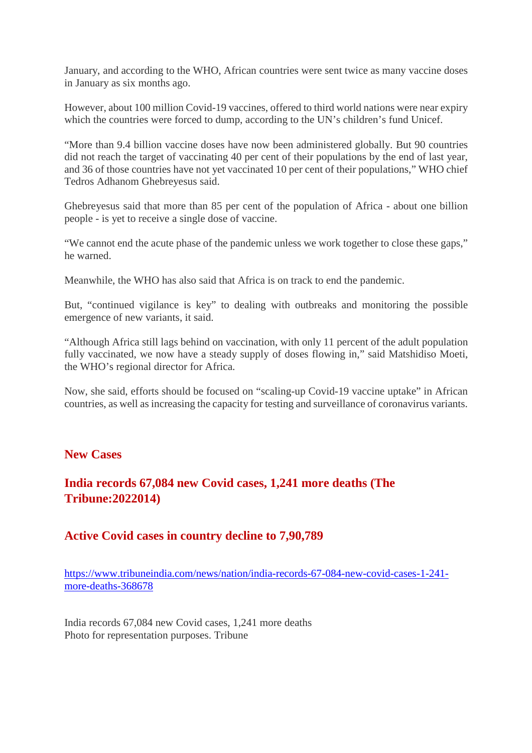January, and according to the WHO, African countries were sent twice as many vaccine doses in January as six months ago.

However, about 100 million Covid-19 vaccines, offered to third world nations were near expiry which the countries were forced to dump, according to the UN's children's fund Unicef.

"More than 9.4 billion vaccine doses have now been administered globally. But 90 countries did not reach the target of vaccinating 40 per cent of their populations by the end of last year, and 36 of those countries have not yet vaccinated 10 per cent of their populations," WHO chief Tedros Adhanom Ghebreyesus said.

Ghebreyesus said that more than 85 per cent of the population of Africa - about one billion people - is yet to receive a single dose of vaccine.

"We cannot end the acute phase of the pandemic unless we work together to close these gaps," he warned.

Meanwhile, the WHO has also said that Africa is on track to end the pandemic.

But, "continued vigilance is key" to dealing with outbreaks and monitoring the possible emergence of new variants, it said.

"Although Africa still lags behind on vaccination, with only 11 percent of the adult population fully vaccinated, we now have a steady supply of doses flowing in," said Matshidiso Moeti, the WHO's regional director for Africa.

Now, she said, efforts should be focused on "scaling-up Covid-19 vaccine uptake" in African countries, as well as increasing the capacity for testing and surveillance of coronavirus variants.

## New Cases

## India records 67,084 new Covid cases, 1,241 more deaths (The Tribune:2022014)

## Active Covid cases in country decline to 7,90,789

https://www.tribuneindia.com/news/nation/india-records-67-084-new-covid-cases-1-241-more-deaths-368678

India records 67,084 new Covid cases, 1,241 more deaths
Photo for representation purposes. Tribune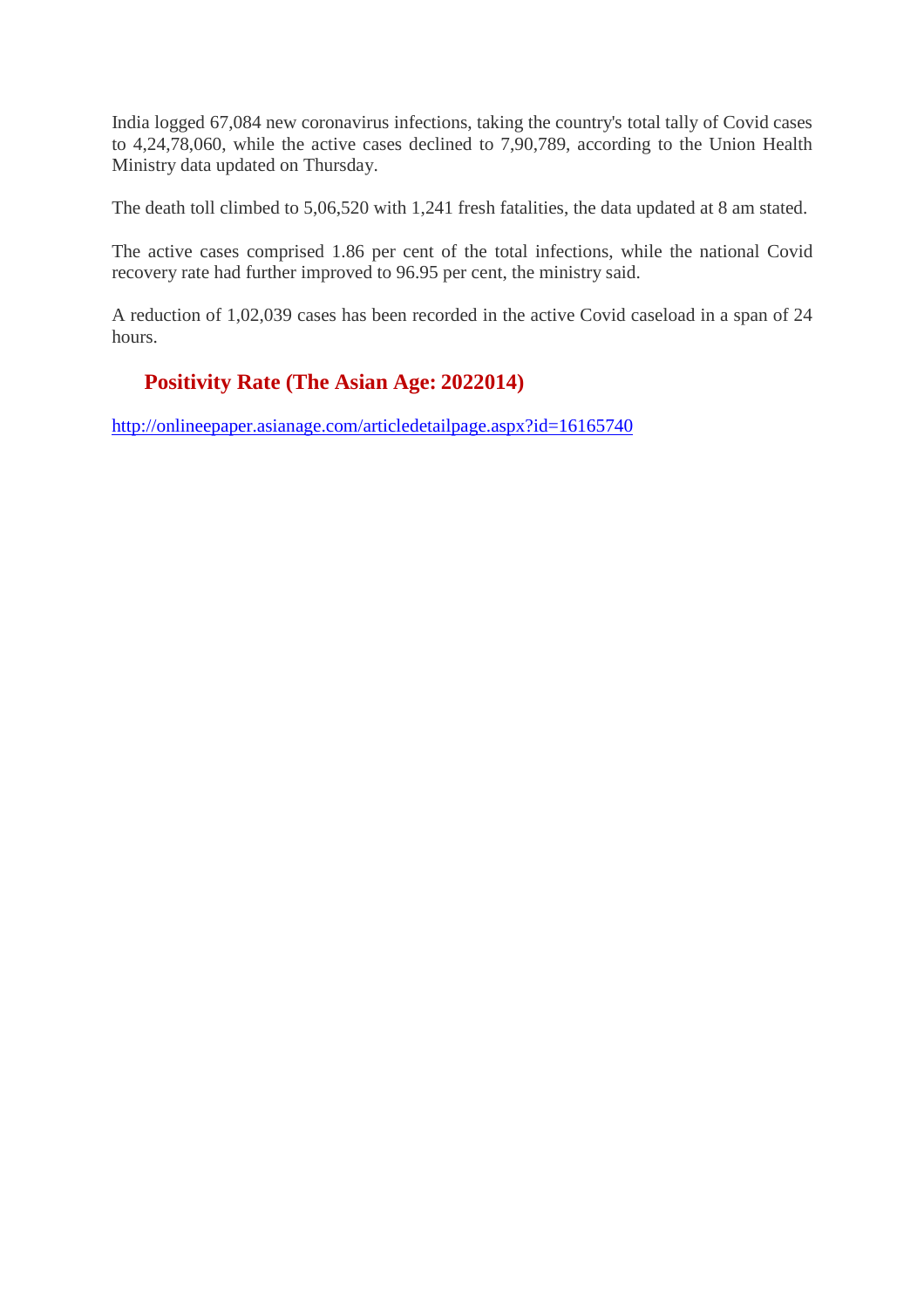India logged 67,084 new coronavirus infections, taking the country's total tally of Covid cases to 4,24,78,060, while the active cases declined to 7,90,789, according to the Union Health Ministry data updated on Thursday.

The death toll climbed to 5,06,520 with 1,241 fresh fatalities, the data updated at 8 am stated.

The active cases comprised 1.86 per cent of the total infections, while the national Covid recovery rate had further improved to 96.95 per cent, the ministry said.

A reduction of 1,02,039 cases has been recorded in the active Covid caseload in a span of 24 hours.

## Positivity Rate (The Asian Age: 2022014)

http://onlineepaper.asianage.com/articledetailpage.aspx?id=16165740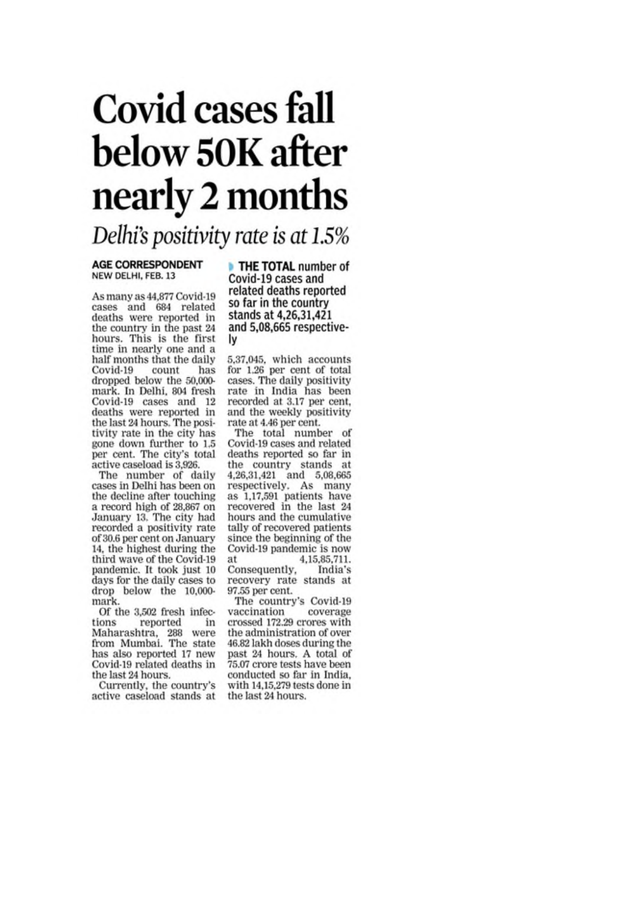# Covid cases fall below 50K after nearly 2 months

## *Delhi's positivity rate is at 1.5%*

**AGE CORRESPONDENT**
NEW DELHI, FEB. 13

As many as 44,877 Covid-19 cases and 684 related deaths were reported in the country in the past 24 hours. This is the first time in nearly one and a half months that the daily Covid-19 count has dropped below the 50,000-mark. In Delhi, 804 fresh Covid-19 cases and 12 deaths were reported in the last 24 hours. The positivity rate in the city has gone down further to 1.5 per cent. The city's total active caseload is 3,926.

The number of daily cases in Delhi has been on the decline after touching a record high of 28,867 on January 13. The city had recorded a positivity rate of 30.6 per cent on January 14, the highest during the third wave of the Covid-19 pandemic. It took just 10 days for the daily cases to drop below the 10,000-mark.

Of the 3,502 fresh infections reported in Maharashtra, 288 were from Mumbai. The state has also reported 17 new Covid-19 related deaths in the last 24 hours.

Currently, the country's active caseload stands at

**THE TOTAL number of Covid-19 cases and related deaths reported so far in the country stands at 4,26,31,421 and 5,08,665 respectively**

5,37,045, which accounts for 1.26 per cent of total cases. The daily positivity rate in India has been recorded at 3.17 per cent, and the weekly positivity rate at 4.46 per cent.

The total number of Covid-19 cases and related deaths reported so far in the country stands at 4,26,31,421 and 5,08,665 respectively. As many as 1,17,591 patients have recovered in the last 24 hours and the cumulative tally of recovered patients since the beginning of the Covid-19 pandemic is now at 4,15,85,711. Consequently, India's recovery rate stands at 97.55 per cent.

The country's Covid-19 vaccination coverage crossed 172.29 crores with the administration of over 46.82 lakh doses during the past 24 hours. A total of 75.07 crore tests have been conducted so far in India, with 14,15,279 tests done in the last 24 hours.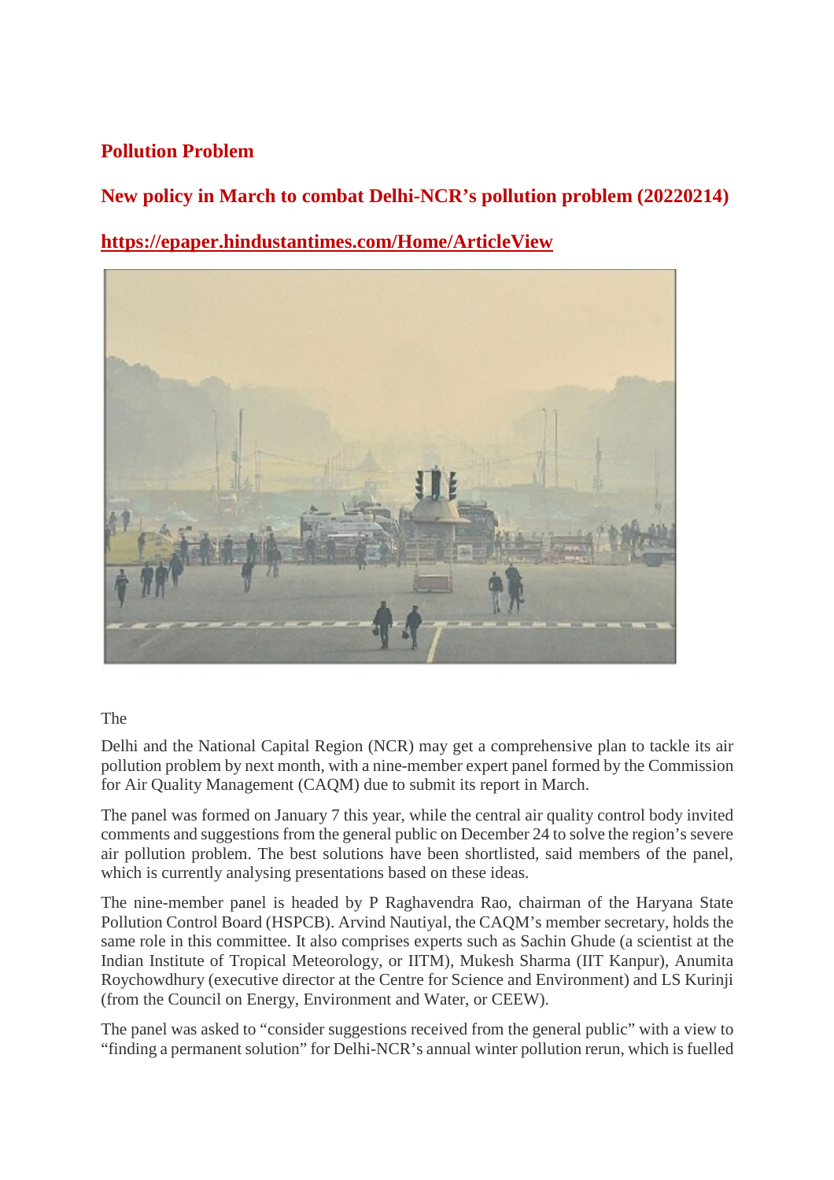## Pollution Problem

## New policy in March to combat Delhi-NCR's pollution problem (20220214)

**https://epaper.hindustantimes.com/Home/ArticleView**

The

Delhi and the National Capital Region (NCR) may get a comprehensive plan to tackle its air pollution problem by next month, with a nine-member expert panel formed by the Commission for Air Quality Management (CAQM) due to submit its report in March.

The panel was formed on January 7 this year, while the central air quality control body invited comments and suggestions from the general public on December 24 to solve the region's severe air pollution problem. The best solutions have been shortlisted, said members of the panel, which is currently analysing presentations based on these ideas.

The nine-member panel is headed by P Raghavendra Rao, chairman of the Haryana State Pollution Control Board (HSPCB). Arvind Nautiyal, the CAQM's member secretary, holds the same role in this committee. It also comprises experts such as Sachin Ghude (a scientist at the Indian Institute of Tropical Meteorology, or IITM), Mukesh Sharma (IIT Kanpur), Anumita Roychowdhury (executive director at the Centre for Science and Environment) and LS Kurinji (from the Council on Energy, Environment and Water, or CEEW).

The panel was asked to "consider suggestions received from the general public" with a view to "finding a permanent solution" for Delhi-NCR's annual winter pollution rerun, which is fuelled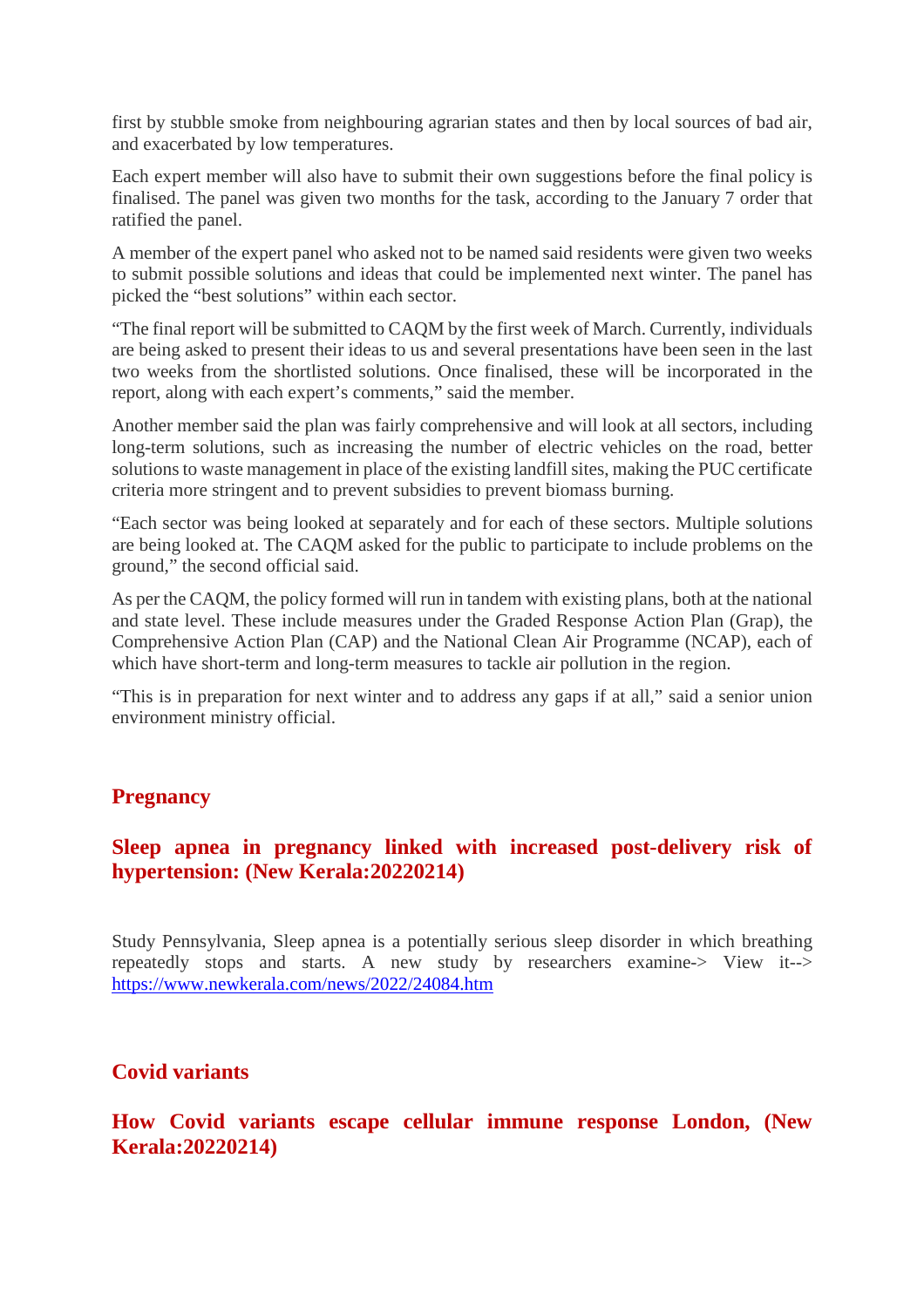first by stubble smoke from neighbouring agrarian states and then by local sources of bad air, and exacerbated by low temperatures.

Each expert member will also have to submit their own suggestions before the final policy is finalised. The panel was given two months for the task, according to the January 7 order that ratified the panel.

A member of the expert panel who asked not to be named said residents were given two weeks to submit possible solutions and ideas that could be implemented next winter. The panel has picked the "best solutions" within each sector.

"The final report will be submitted to CAQM by the first week of March. Currently, individuals are being asked to present their ideas to us and several presentations have been seen in the last two weeks from the shortlisted solutions. Once finalised, these will be incorporated in the report, along with each expert's comments," said the member.

Another member said the plan was fairly comprehensive and will look at all sectors, including long-term solutions, such as increasing the number of electric vehicles on the road, better solutions to waste management in place of the existing landfill sites, making the PUC certificate criteria more stringent and to prevent subsidies to prevent biomass burning.

"Each sector was being looked at separately and for each of these sectors. Multiple solutions are being looked at. The CAQM asked for the public to participate to include problems on the ground," the second official said.

As per the CAQM, the policy formed will run in tandem with existing plans, both at the national and state level. These include measures under the Graded Response Action Plan (Grap), the Comprehensive Action Plan (CAP) and the National Clean Air Programme (NCAP), each of which have short-term and long-term measures to tackle air pollution in the region.

"This is in preparation for next winter and to address any gaps if at all," said a senior union environment ministry official.

## Pregnancy

### Sleep apnea in pregnancy linked with increased post-delivery risk of hypertension: (New Kerala:20220214)

Study Pennsylvania, Sleep apnea is a potentially serious sleep disorder in which breathing repeatedly stops and starts. A new study by researchers examine-> View it--> https://www.newkerala.com/news/2022/24084.htm

## Covid variants

### How Covid variants escape cellular immune response London, (New Kerala:20220214)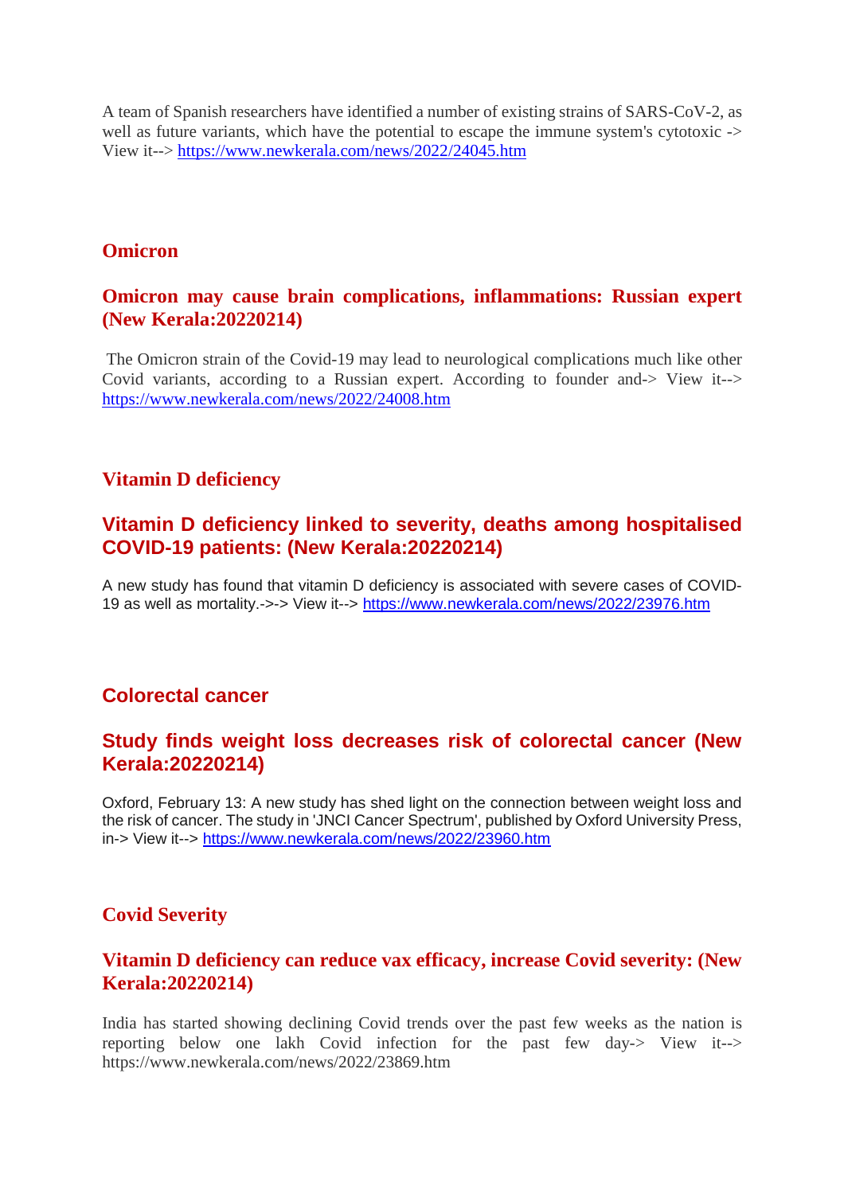A team of Spanish researchers have identified a number of existing strains of SARS-CoV-2, as well as future variants, which have the potential to escape the immune system's cytotoxic -> View it--> https://www.newkerala.com/news/2022/24045.htm

## Omicron

### Omicron may cause brain complications, inflammations: Russian expert (New Kerala:20220214)

The Omicron strain of the Covid-19 may lead to neurological complications much like other Covid variants, according to a Russian expert. According to founder and-> View it--> https://www.newkerala.com/news/2022/24008.htm

## Vitamin D deficiency

### Vitamin D deficiency linked to severity, deaths among hospitalised COVID-19 patients: (New Kerala:20220214)

A new study has found that vitamin D deficiency is associated with severe cases of COVID-19 as well as mortality.->-> View it--> https://www.newkerala.com/news/2022/23976.htm

## Colorectal cancer

### Study finds weight loss decreases risk of colorectal cancer (New Kerala:20220214)

Oxford, February 13: A new study has shed light on the connection between weight loss and the risk of cancer. The study in 'JNCI Cancer Spectrum', published by Oxford University Press, in-> View it--> https://www.newkerala.com/news/2022/23960.htm

## Covid Severity

### Vitamin D deficiency can reduce vax efficacy, increase Covid severity: (New Kerala:20220214)

India has started showing declining Covid trends over the past few weeks as the nation is reporting below one lakh Covid infection for the past few day-> View it--> https://www.newkerala.com/news/2022/23869.htm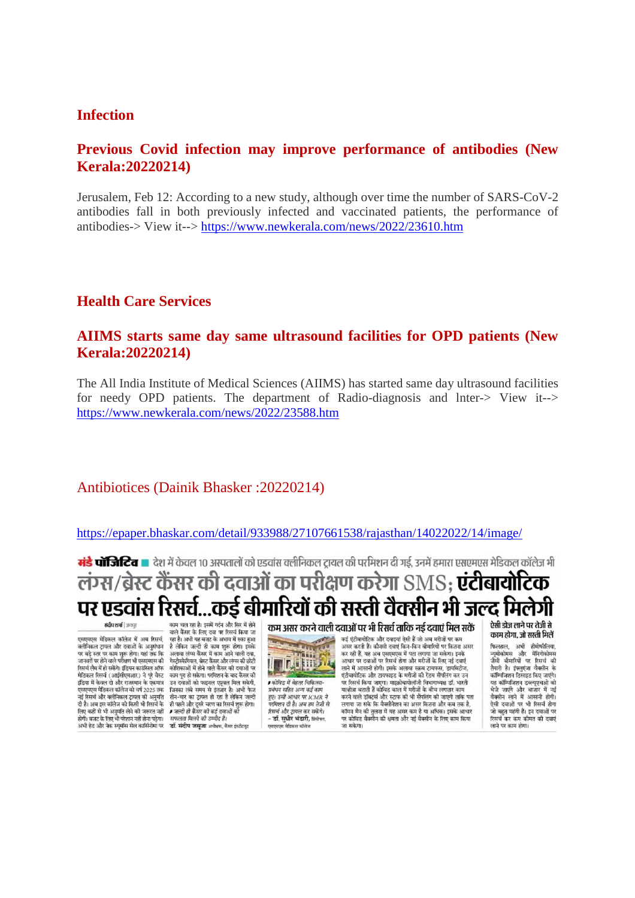## Infection

### Previous Covid infection may improve performance of antibodies (New Kerala:20220214)

Jerusalem, Feb 12: According to a new study, although over time the number of SARS-CoV-2 antibodies fall in both previously infected and vaccinated patients, the performance of antibodies-> View it--> https://www.newkerala.com/news/2022/23610.htm

## Health Care Services

### AIIMS starts same day same ultrasound facilities for OPD patients (New Kerala:20220214)

The All India Institute of Medical Sciences (AIIMS) has started same day ultrasound facilities for needy OPD patients. The department of Radio-diagnosis and lnter-> View it--> https://www.newkerala.com/news/2022/23588.htm

### Antibiotices (Dainik Bhasker :20220214)

https://epaper.bhaskar.com/detail/933988/27107661538/rajasthan/14022022/14/image/

**मंडे पॉजिटिव** ■ देश में केवल 10 अस्पतालों को एडवांस क्लीनिकल ट्रायल की परमिशन दी गई, उनमें हमारा एसएमएस मेडिकल कॉलेज भी

# लंग्स/ब्रेस्ट कैंसर की दवाओं का परीक्षण करेगा SMS; एंटीबायोटिक पर एडवांस रिसर्च...कई बीमारियों की सस्ती वैक्सीन भी जल्द मिलेगी

**कम असर करने वाली दवाओं पर भी रिसर्च ताकि नई दवाएं मिल सकें**

**ऐसी डोज लाने पर तेजी से काम होगा, जो सस्ती मिलें**